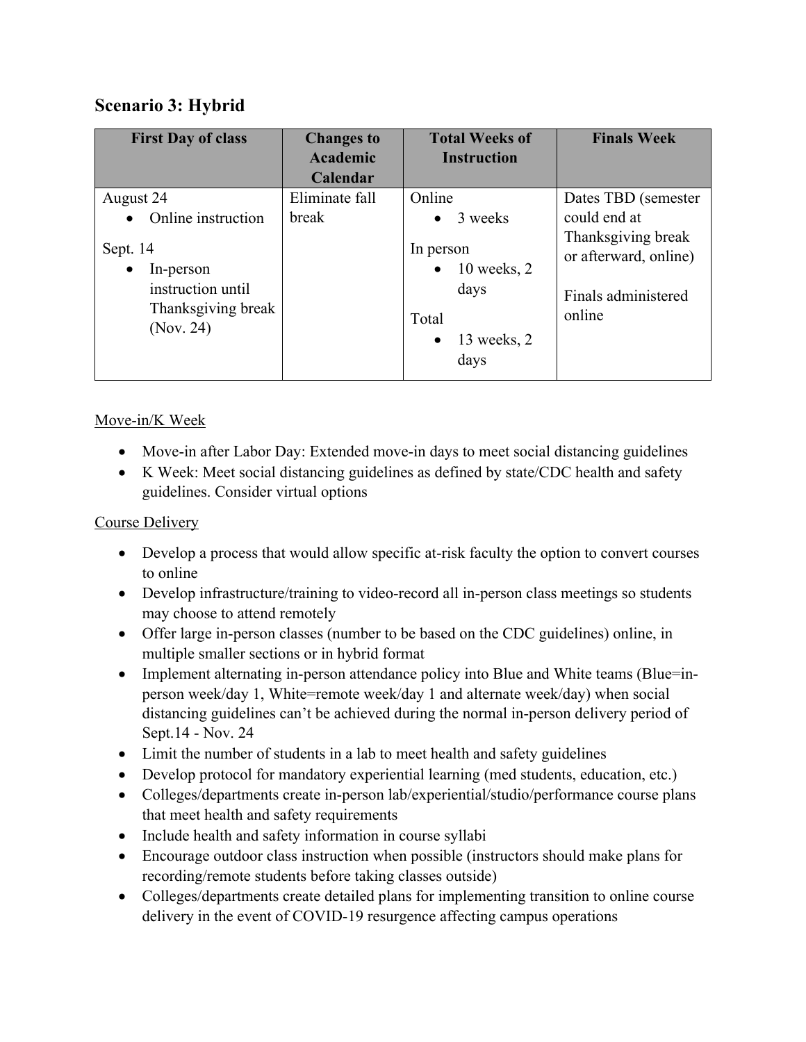## Scenario 3: Hybrid

| First Day of class | Changes to Academic Calendar | Total Weeks of Instruction | Finals Week |
|---|---|---|---|
| August 24<br>• Online instruction<br><br>Sept. 14<br>• In-person instruction until Thanksgiving break (Nov. 24) | Eliminate fall break | Online<br>• 3 weeks<br><br>In person<br>• 10 weeks, 2 days<br><br>Total<br>• 13 weeks, 2 days | Dates TBD (semester could end at Thanksgiving break or afterward, online)<br><br>Finals administered online |

Move-in/K Week

- Move-in after Labor Day: Extended move-in days to meet social distancing guidelines
- K Week: Meet social distancing guidelines as defined by state/CDC health and safety guidelines. Consider virtual options

Course Delivery

- Develop a process that would allow specific at-risk faculty the option to convert courses to online
- Develop infrastructure/training to video-record all in-person class meetings so students may choose to attend remotely
- Offer large in-person classes (number to be based on the CDC guidelines) online, in multiple smaller sections or in hybrid format
- Implement alternating in-person attendance policy into Blue and White teams (Blue=in-person week/day 1, White=remote week/day 1 and alternate week/day) when social distancing guidelines can't be achieved during the normal in-person delivery period of Sept.14 - Nov. 24
- Limit the number of students in a lab to meet health and safety guidelines
- Develop protocol for mandatory experiential learning (med students, education, etc.)
- Colleges/departments create in-person lab/experiential/studio/performance course plans that meet health and safety requirements
- Include health and safety information in course syllabi
- Encourage outdoor class instruction when possible (instructors should make plans for recording/remote students before taking classes outside)
- Colleges/departments create detailed plans for implementing transition to online course delivery in the event of COVID-19 resurgence affecting campus operations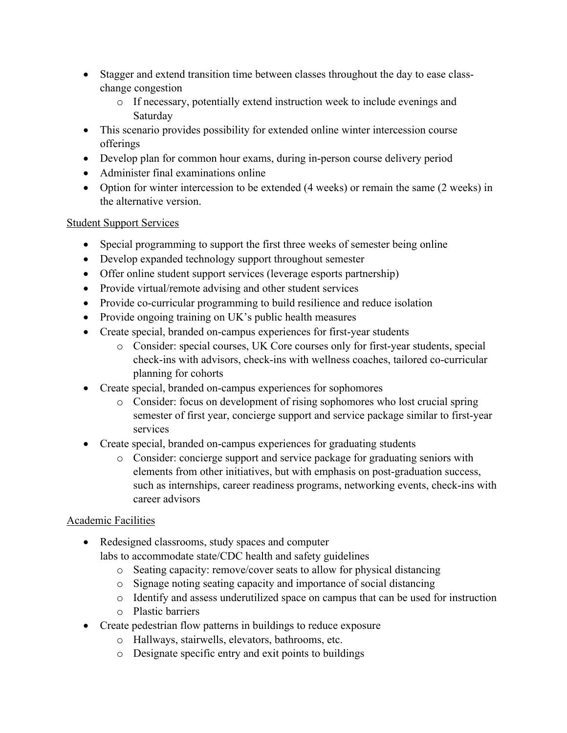- Stagger and extend transition time between classes throughout the day to ease class-change congestion
    - If necessary, potentially extend instruction week to include evenings and Saturday
- This scenario provides possibility for extended online winter intercession course offerings
- Develop plan for common hour exams, during in-person course delivery period
- Administer final examinations online
- Option for winter intercession to be extended (4 weeks) or remain the same (2 weeks) in the alternative version.

<u>Student Support Services</u>

- Special programming to support the first three weeks of semester being online
- Develop expanded technology support throughout semester
- Offer online student support services (leverage esports partnership)
- Provide virtual/remote advising and other student services
- Provide co-curricular programming to build resilience and reduce isolation
- Provide ongoing training on UK's public health measures
- Create special, branded on-campus experiences for first-year students
    - Consider: special courses, UK Core courses only for first-year students, special check-ins with advisors, check-ins with wellness coaches, tailored co-curricular planning for cohorts
- Create special, branded on-campus experiences for sophomores
    - Consider: focus on development of rising sophomores who lost crucial spring semester of first year, concierge support and service package similar to first-year services
- Create special, branded on-campus experiences for graduating students
    - Consider: concierge support and service package for graduating seniors with elements from other initiatives, but with emphasis on post-graduation success, such as internships, career readiness programs, networking events, check-ins with career advisors

<u>Academic Facilities</u>

- Redesigned classrooms, study spaces and computer labs to accommodate state/CDC health and safety guidelines
    - Seating capacity: remove/cover seats to allow for physical distancing
    - Signage noting seating capacity and importance of social distancing
    - Identify and assess underutilized space on campus that can be used for instruction
    - Plastic barriers
- Create pedestrian flow patterns in buildings to reduce exposure
    - Hallways, stairwells, elevators, bathrooms, etc.
    - Designate specific entry and exit points to buildings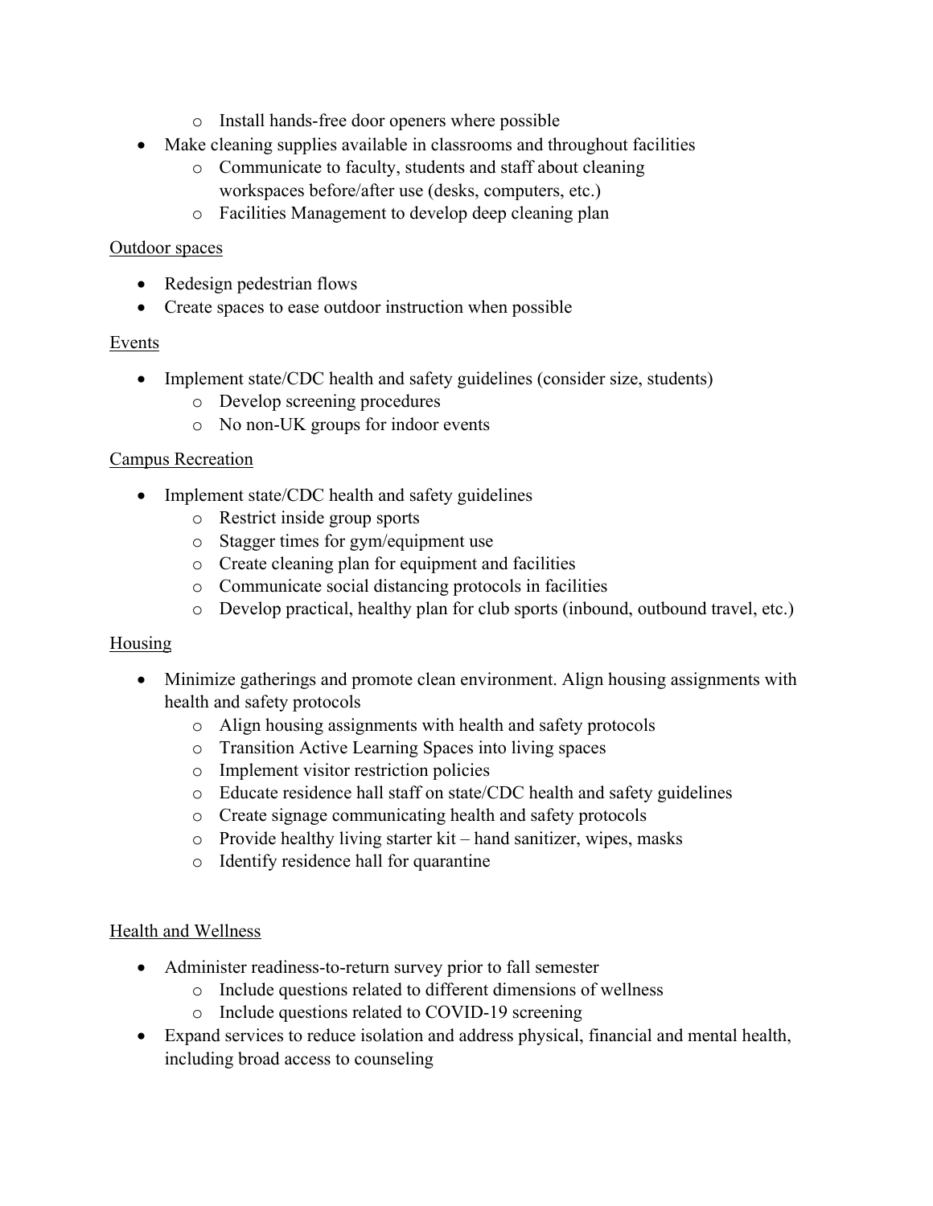- Install hands-free door openers where possible
- Make cleaning supplies available in classrooms and throughout facilities
  - Communicate to faculty, students and staff about cleaning workspaces before/after use (desks, computers, etc.)
  - Facilities Management to develop deep cleaning plan

<u>Outdoor spaces</u>

- Redesign pedestrian flows
- Create spaces to ease outdoor instruction when possible

<u>Events</u>

- Implement state/CDC health and safety guidelines (consider size, students)
  - Develop screening procedures
  - No non-UK groups for indoor events

<u>Campus Recreation</u>

- Implement state/CDC health and safety guidelines
  - Restrict inside group sports
  - Stagger times for gym/equipment use
  - Create cleaning plan for equipment and facilities
  - Communicate social distancing protocols in facilities
  - Develop practical, healthy plan for club sports (inbound, outbound travel, etc.)

<u>Housing</u>

- Minimize gatherings and promote clean environment. Align housing assignments with health and safety protocols
  - Align housing assignments with health and safety protocols
  - Transition Active Learning Spaces into living spaces
  - Implement visitor restriction policies
  - Educate residence hall staff on state/CDC health and safety guidelines
  - Create signage communicating health and safety protocols
  - Provide healthy living starter kit – hand sanitizer, wipes, masks
  - Identify residence hall for quarantine

<u>Health and Wellness</u>

- Administer readiness-to-return survey prior to fall semester
  - Include questions related to different dimensions of wellness
  - Include questions related to COVID-19 screening
- Expand services to reduce isolation and address physical, financial and mental health, including broad access to counseling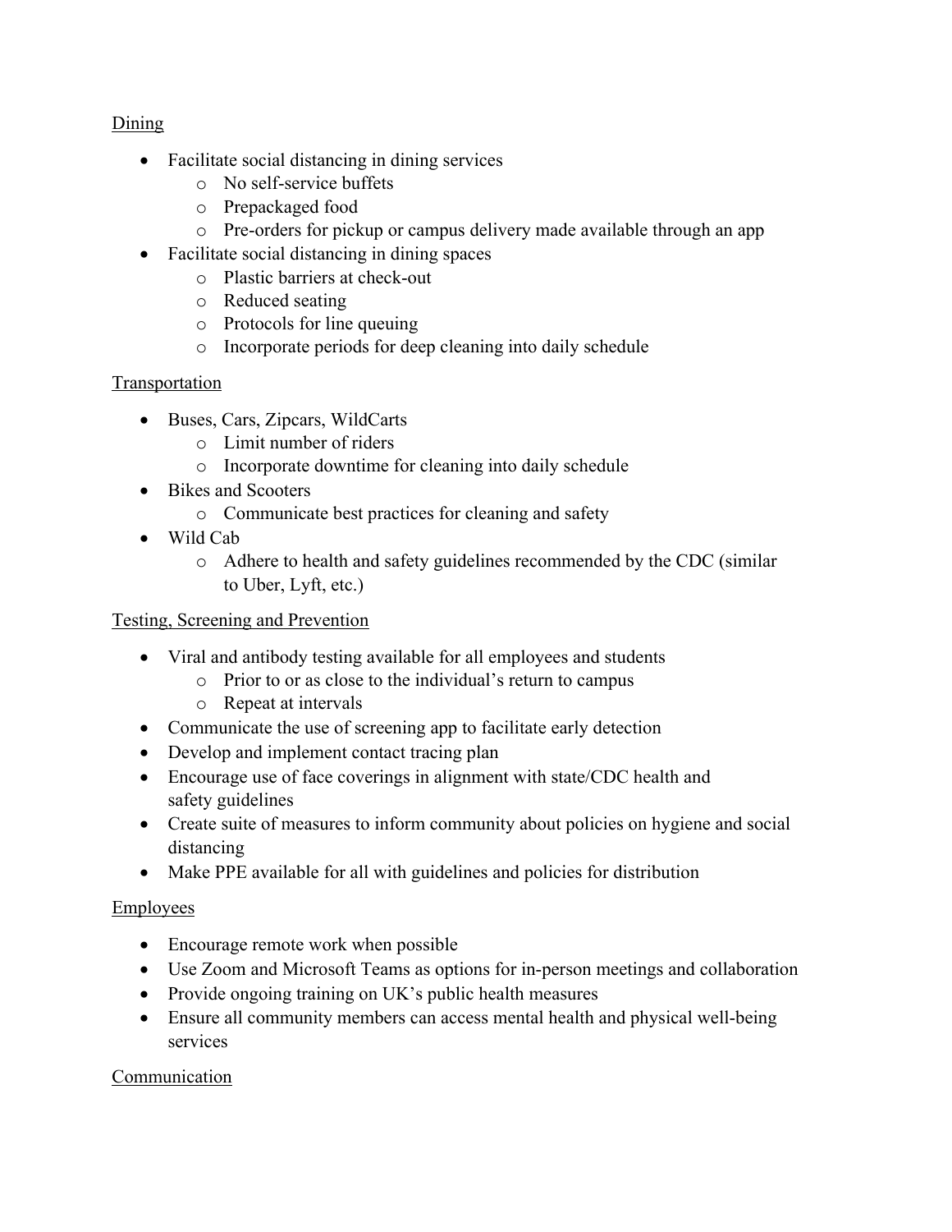Dining

- Facilitate social distancing in dining services
    - No self-service buffets
    - Prepackaged food
    - Pre-orders for pickup or campus delivery made available through an app
- Facilitate social distancing in dining spaces
    - Plastic barriers at check-out
    - Reduced seating
    - Protocols for line queuing
    - Incorporate periods for deep cleaning into daily schedule

Transportation

- Buses, Cars, Zipcars, WildCarts
    - Limit number of riders
    - Incorporate downtime for cleaning into daily schedule
- Bikes and Scooters
    - Communicate best practices for cleaning and safety
- Wild Cab
    - Adhere to health and safety guidelines recommended by the CDC (similar to Uber, Lyft, etc.)

Testing, Screening and Prevention

- Viral and antibody testing available for all employees and students
    - Prior to or as close to the individual's return to campus
    - Repeat at intervals
- Communicate the use of screening app to facilitate early detection
- Develop and implement contact tracing plan
- Encourage use of face coverings in alignment with state/CDC health and safety guidelines
- Create suite of measures to inform community about policies on hygiene and social distancing
- Make PPE available for all with guidelines and policies for distribution

Employees

- Encourage remote work when possible
- Use Zoom and Microsoft Teams as options for in-person meetings and collaboration
- Provide ongoing training on UK's public health measures
- Ensure all community members can access mental health and physical well-being services

Communication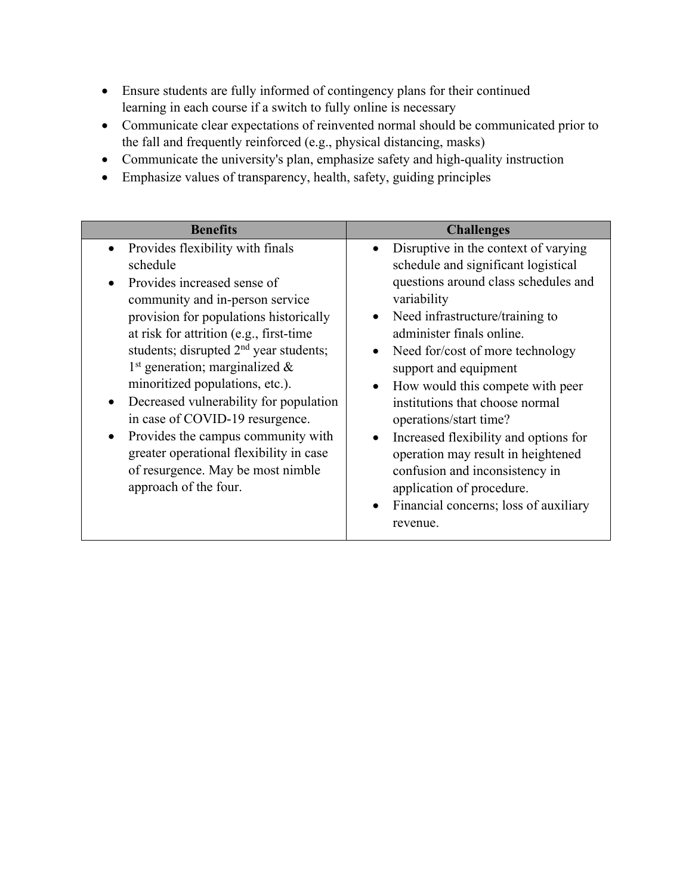- Ensure students are fully informed of contingency plans for their continued learning in each course if a switch to fully online is necessary
- Communicate clear expectations of reinvented normal should be communicated prior to the fall and frequently reinforced (e.g., physical distancing, masks)
- Communicate the university's plan, emphasize safety and high-quality instruction
- Emphasize values of transparency, health, safety, guiding principles

| Benefits | Challenges |
|---|---|
| • Provides flexibility with finals schedule<br>• Provides increased sense of community and in-person service provision for populations historically at risk for attrition (e.g., first-time students; disrupted 2nd year students; 1st generation; marginalized & minoritized populations, etc.).<br>• Decreased vulnerability for population in case of COVID-19 resurgence.<br>• Provides the campus community with greater operational flexibility in case of resurgence. May be most nimble approach of the four. | • Disruptive in the context of varying schedule and significant logistical questions around class schedules and variability<br>• Need infrastructure/training to administer finals online.<br>• Need for/cost of more technology support and equipment<br>• How would this compete with peer institutions that choose normal operations/start time?<br>• Increased flexibility and options for operation may result in heightened confusion and inconsistency in application of procedure.<br>• Financial concerns; loss of auxiliary revenue. |